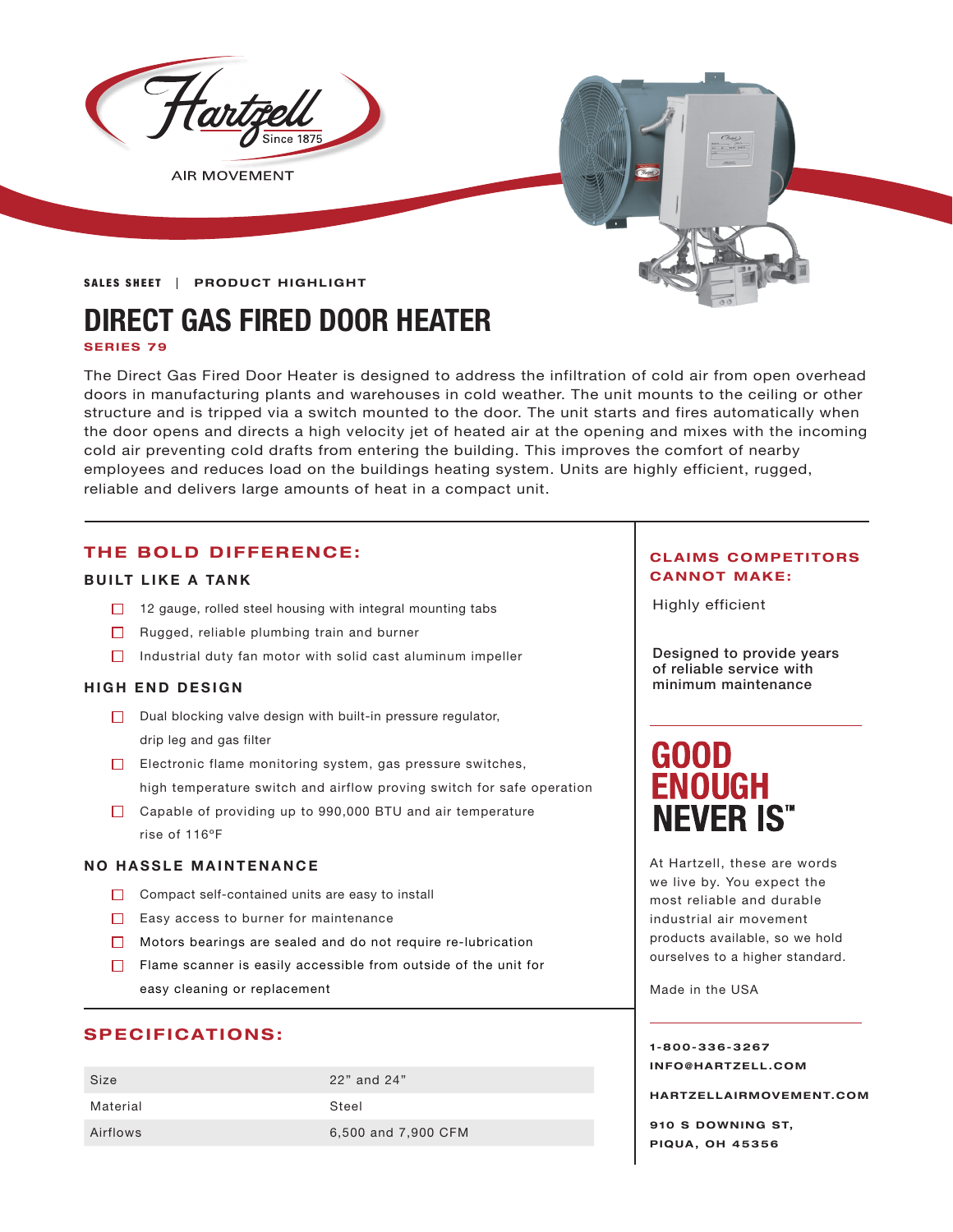Hartzell Since 1875

AIR MOVEMENT

**SALES SHEET** | **PRODUCT HIGHLIGHT**

# DIRECT GAS FIRED DOOR HEATER

**SERIES 79**

The Direct Gas Fired Door Heater is designed to address the infiltration of cold air from open overhead doors in manufacturing plants and warehouses in cold weather. The unit mounts to the ceiling or other structure and is tripped via a switch mounted to the door. The unit starts and fires automatically when the door opens and directs a high velocity jet of heated air at the opening and mixes with the incoming cold air preventing cold drafts from entering the building. This improves the comfort of nearby employees and reduces load on the buildings heating system. Units are highly efficient, rugged, reliable and delivers large amounts of heat in a compact unit.

## THE BOLD DIFFERENCE:

### BUILT LIKE A TANK

- 12 gauge, rolled steel housing with integral mounting tabs
- Rugged, reliable plumbing train and burner
- Industrial duty fan motor with solid cast aluminum impeller

### HIGH END DESIGN

- Dual blocking valve design with built-in pressure regulator, drip leg and gas filter
- Electronic flame monitoring system, gas pressure switches, high temperature switch and airflow proving switch for safe operation
- Capable of providing up to 990,000 BTU and air temperature rise of 116°F

### NO HASSLE MAINTENANCE

- Compact self-contained units are easy to install
- Easy access to burner for maintenance
- Motors bearings are sealed and do not require re-lubrication
- Flame scanner is easily accessible from outside of the unit for easy cleaning or replacement

## SPECIFICATIONS:

| Size | 22" and 24" |
|---|---|
| Material | Steel |
| Airflows | 6,500 and 7,900 CFM |

## CLAIMS COMPETITORS CANNOT MAKE:

Highly efficient

**Designed to provide years of reliable service with minimum maintenance**

## GOOD ENOUGH NEVER IS™

At Hartzell, these are words we live by. You expect the most reliable and durable industrial air movement products available, so we hold ourselves to a higher standard.

Made in the USA

**1-800-336-3267**
**INFO@HARTZELL.COM**

**HARTZELLAIRMOVEMENT.COM**

**910 S DOWNING ST,**
**PIQUA, OH 45356**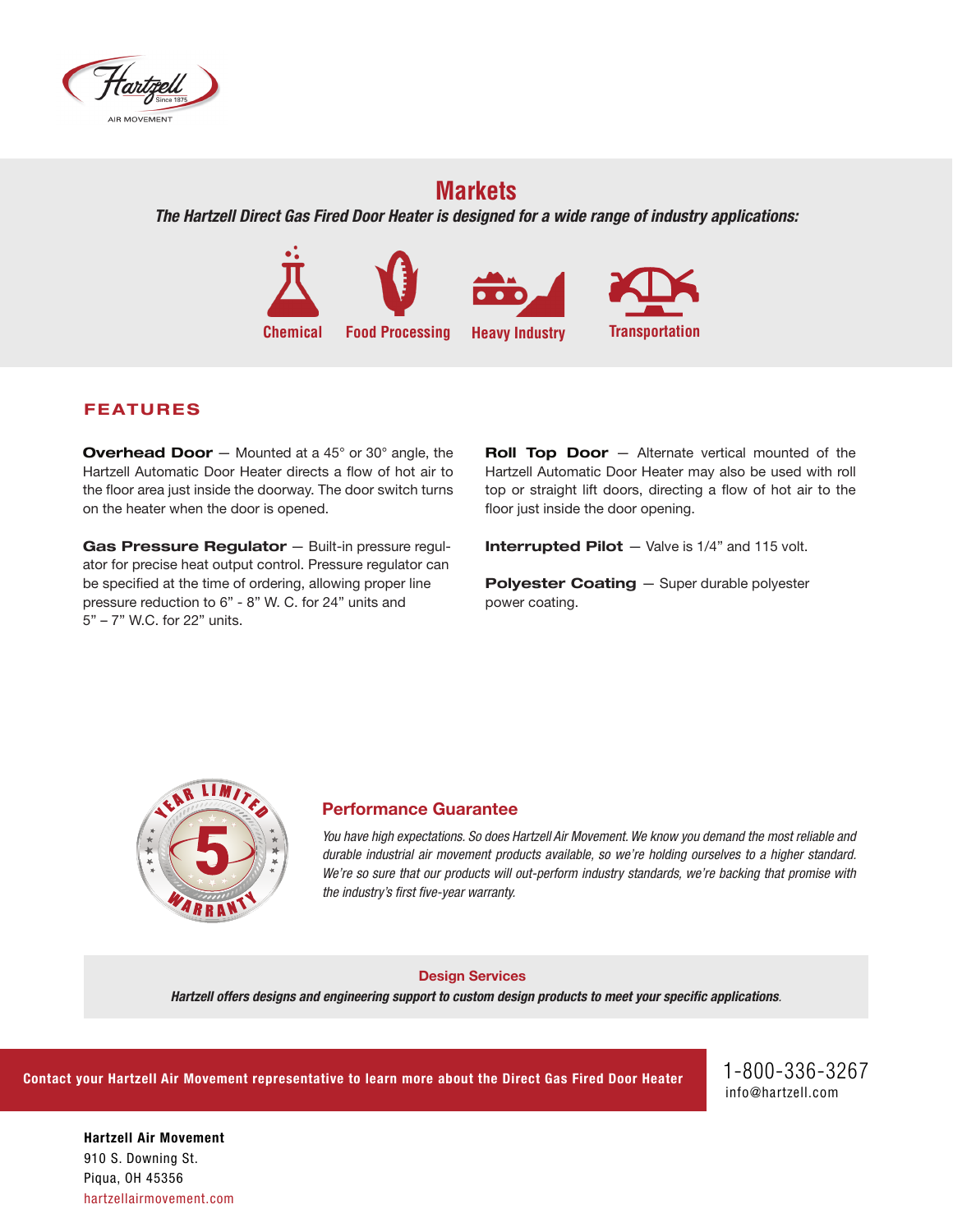## Markets

***The Hartzell Direct Gas Fired Door Heater is designed for a wide range of industry applications:***

Chemical

Food Processing

Heavy Industry

Transportation

## FEATURES

**Overhead Door** — Mounted at a 45° or 30° angle, the Hartzell Automatic Door Heater directs a flow of hot air to the floor area just inside the doorway. The door switch turns on the heater when the door is opened.

**Gas Pressure Regulator** — Built-in pressure regulator for precise heat output control. Pressure regulator can be specified at the time of ordering, allowing proper line pressure reduction to 6" - 8" W. C. for 24" units and 5" – 7" W.C. for 22" units.

**Roll Top Door** — Alternate vertical mounted of the Hartzell Automatic Door Heater may also be used with roll top or straight lift doors, directing a flow of hot air to the floor just inside the door opening.

**Interrupted Pilot** — Valve is 1/4" and 115 volt.

**Polyester Coating** — Super durable polyester power coating.

### Performance Guarantee

*You have high expectations. So does Hartzell Air Movement. We know you demand the most reliable and durable industrial air movement products available, so we're holding ourselves to a higher standard. We're so sure that our products will out-perform industry standards, we're backing that promise with the industry's first five-year warranty.*

### Design Services

***Hartzell offers designs and engineering support to custom design products to meet your specific applications.***

**Contact your Hartzell Air Movement representative to learn more about the Direct Gas Fired Door Heater**

1-800-336-3267
info@hartzell.com

**Hartzell Air Movement**
910 S. Downing St.
Piqua, OH 45356
hartzellairmovement.com